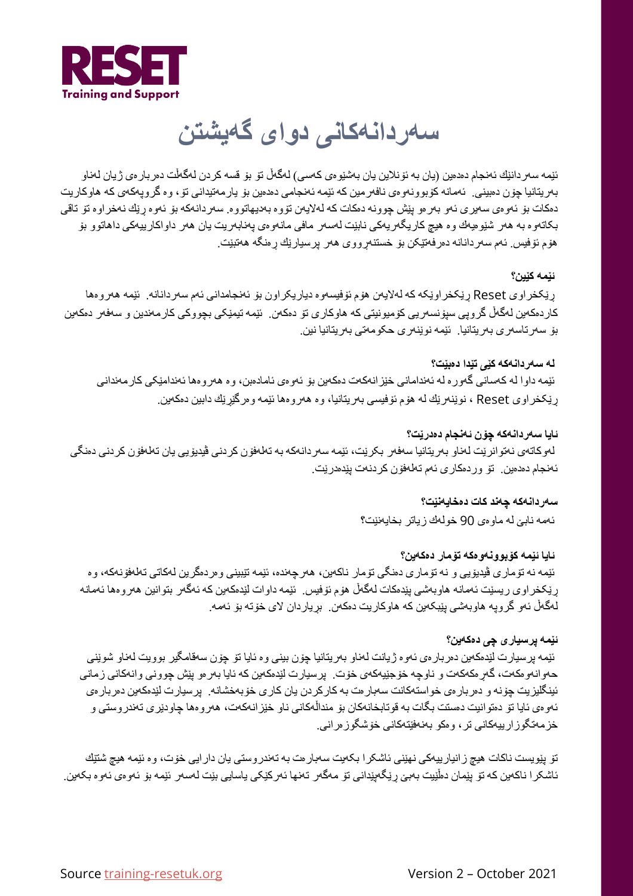RESET
Training and Support

# سەردانەکانی دوای گەیشتن

ئێمە سەردانێك ئەنجام دەدەین (یان بە ئۆنلاین یان بەشێوەی کەسی) لەگەڵ تۆ بۆ قسە کردن لەگەڵت دەربارەی ژیان لەناو بەریتانیا چۆن دەبینی. ئەمانە کۆبوونەوەی نافەرمین کە ئێمە ئەنجامی دەدەین بۆ یارمەتیدانی تۆ، وە گروپەکەی کە هاوکاریت دەکات بۆ ئەوەی سەیری ئەو بەرەو پێش چوونە دەکات کە لەلایەن تۆوە بەدیهاتووە. سەردانەکە بۆ ئەوە ڕێك نەخراوە تۆ تاقی بکاتەوە بە هەر شێوەیەك وە هیچ کاریگەریەکی نابێت لەسەر مافی مانەوەی پەنابەریت یان هەر داواکارییەکی داهاتوو بۆ هۆم ئۆفیس. ئەم سەردانانە دەرفەتێکن بۆ خستنەڕووی هەر پرسیارێك ڕەنگە هەتبێت.

### ئێمە کێین؟

ڕێکخراوی Reset ڕێکخراوێکە کە لەلایەن هۆم ئۆفیسەوە دیاریکراون بۆ ئەنجامدانی ئەم سەردانانە. ئێمە هەروەها کاردەکەین لەگەڵ گروپی سپۆنسەریی کۆمیونیتی کە هاوکاری تۆ دەکەن. ئێمە تیمێکی بچووکی کارمەندین و سەفەر دەکەین بۆ سەرتاسەری بەریتانیا. ئێمە نوێنەری حکومەتی بەریتانیا نین.

### لە سەردانەکە کێی تێدا دەبێت؟

ئێمە داوا لە کەسانی گەورە لە ئەندامانی خێزانەکەت دەکەین بۆ ئەوەی ئامادەبن، وە هەروەها ئەندامێکی کارمەندانی ڕێکخراوی Reset ، نوێنەرێك لە هۆم ئۆفیسی بەریتانیا، وە هەروەها ئێمە وەرگێرێك دابین دەکەین.

### ئایا سەردانەکە چۆن ئەنجام دەدرێت؟

لەوکاتەی نەتوانرێت لەناو بەریتانیا سەفەر بکرێت، ئێمە سەردانەکە بە تەلەفۆن کردنی ڤیدیۆیی یان تەلەفۆن کردنی دەنگی ئەنجام دەدەین. تۆ وردەکاری ئەم تەلەفۆن کردنەت پێدەدرێت.

### سەردانەکە چەند کات دەخایەنێت؟

ئەمە نابێ لە ماوەی 90 خولەك زیاتر بخایەنێت؟

### ئایا ئێمە کۆبوونەوەکە تۆمار دەکەین؟

ئێمە نە تۆماری ڤیدیۆیی و نە تۆماری دەنگی تۆمار ناکەین، هەرچەندە، ئێمە تێبینی وەردەگرین لەکاتی تەلەفۆنەکە، وە ڕێکخراوی ریسێت ئەمانە هاوبەشی پێدەکات لەگەڵ هۆم ئۆفیس. ئێمە داوات لێدەکەین کە ئەگەر بتوانین هەروەها ئەمانە لەگەڵ ئەو گروپە هاوبەشی پێبکەین کە هاوکاریت دەکەن. بڕیاردان لای خۆتە بۆ ئەمە.

### ئێمە پرسیاری چی دەکەین؟

ئێمە پرسیارت لێدەکەین دەربارەی ئەوە ژیانت لەناو بەریتانیا چۆن بینی وە ئایا تۆ چۆن سەقامگیر بوویت لەناو شوێنی حەوانەوەکەت، گەڕەکەکەت و ناوچە خۆجێیەکەی خۆت. پرسیارت لێدەکەین کە ئایا بەرەو پێش چوونی وانەکانی زمانی ئینگلیزیت چۆنە و دەربارەی خواستەکانت سەبارەت بە کارکردن یان کاری خۆبەخشانە. پرسیارت لێدەکەین دەربارەی ئەوەی ئایا تۆ دەتوانیت دەستت بگات بە قوتابخانەکان بۆ منداڵەکانی ناو خێزانەکەت، هەروەها چاودێری تەندروستی و خزمەتگوزارییەکانی تر، وەکو بەنەفیتەکانی خۆشگوزەرانی.

تۆ پێویست ناکات هیچ زانیارییەکی نهێنی ئاشکرا بکەیت سەبارەت بە تەندروستی یان دارایی خۆت، وە ئێمە هیچ شتێك ئاشکرا ناکەین کە تۆ پێمان دەڵێیت بەبێ ڕێگەپێدانی تۆ مەگەر تەنها ئەرکێکی یاسایی بێت لەسەر ئێمە بۆ ئەوەی ئەوە بکەین.

Source training-resetuk.org Version 2 – October 2021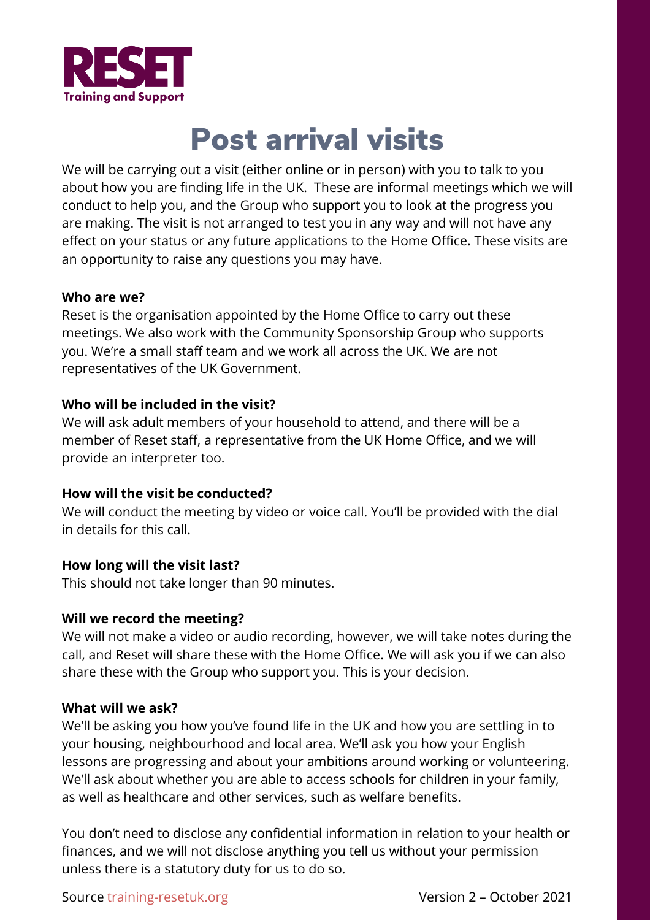RESET

Training and Support

# Post arrival visits

We will be carrying out a visit (either online or in person) with you to talk to you about how you are finding life in the UK. These are informal meetings which we will conduct to help you, and the Group who support you to look at the progress you are making. The visit is not arranged to test you in any way and will not have any effect on your status or any future applications to the Home Office. These visits are an opportunity to raise any questions you may have.

**Who are we?**

Reset is the organisation appointed by the Home Office to carry out these meetings. We also work with the Community Sponsorship Group who supports you. We're a small staff team and we work all across the UK. We are not representatives of the UK Government.

**Who will be included in the visit?**

We will ask adult members of your household to attend, and there will be a member of Reset staff, a representative from the UK Home Office, and we will provide an interpreter too.

**How will the visit be conducted?**

We will conduct the meeting by video or voice call. You'll be provided with the dial in details for this call.

**How long will the visit last?**

This should not take longer than 90 minutes.

**Will we record the meeting?**

We will not make a video or audio recording, however, we will take notes during the call, and Reset will share these with the Home Office. We will ask you if we can also share these with the Group who support you. This is your decision.

**What will we ask?**

We'll be asking you how you've found life in the UK and how you are settling in to your housing, neighbourhood and local area. We'll ask you how your English lessons are progressing and about your ambitions around working or volunteering. We'll ask about whether you are able to access schools for children in your family, as well as healthcare and other services, such as welfare benefits.

You don't need to disclose any confidential information in relation to your health or finances, and we will not disclose anything you tell us without your permission unless there is a statutory duty for us to do so.

Source training-resetuk.org

Version 2 – October 2021